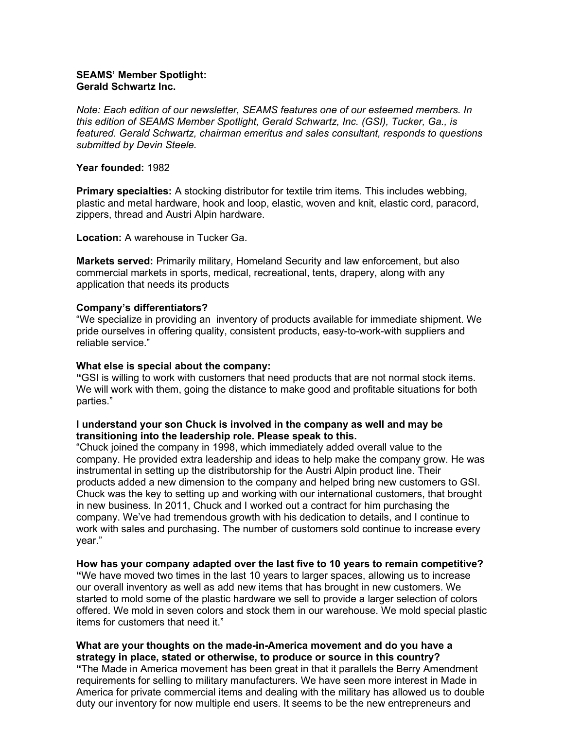**SEAMS' Member Spotlight:**
**Gerald Schwartz Inc.**

*Note: Each edition of our newsletter, SEAMS features one of our esteemed members. In this edition of SEAMS Member Spotlight, Gerald Schwartz, Inc. (GSI), Tucker, Ga., is featured. Gerald Schwartz, chairman emeritus and sales consultant, responds to questions submitted by Devin Steele.*

**Year founded:** 1982

**Primary specialties:** A stocking distributor for textile trim items. This includes webbing, plastic and metal hardware, hook and loop, elastic, woven and knit, elastic cord, paracord, zippers, thread and Austri Alpin hardware.

**Location:** A warehouse in Tucker Ga.

**Markets served:** Primarily military, Homeland Security and law enforcement, but also commercial markets in sports, medical, recreational, tents, drapery, along with any application that needs its products

**Company's differentiators?**
"We specialize in providing an inventory of products available for immediate shipment. We pride ourselves in offering quality, consistent products, easy-to-work-with suppliers and reliable service."

**What else is special about the company:**
"GSI is willing to work with customers that need products that are not normal stock items. We will work with them, going the distance to make good and profitable situations for both parties."

**I understand your son Chuck is involved in the company as well and may be transitioning into the leadership role. Please speak to this.**
"Chuck joined the company in 1998, which immediately added overall value to the company. He provided extra leadership and ideas to help make the company grow. He was instrumental in setting up the distributorship for the Austri Alpin product line. Their products added a new dimension to the company and helped bring new customers to GSI. Chuck was the key to setting up and working with our international customers, that brought in new business. In 2011, Chuck and I worked out a contract for him purchasing the company. We've had tremendous growth with his dedication to details, and I continue to work with sales and purchasing. The number of customers sold continue to increase every year."

**How has your company adapted over the last five to 10 years to remain competitive?**
"We have moved two times in the last 10 years to larger spaces, allowing us to increase our overall inventory as well as add new items that has brought in new customers. We started to mold some of the plastic hardware we sell to provide a larger selection of colors offered. We mold in seven colors and stock them in our warehouse. We mold special plastic items for customers that need it."

**What are your thoughts on the made-in-America movement and do you have a strategy in place, stated or otherwise, to produce or source in this country?**
"The Made in America movement has been great in that it parallels the Berry Amendment requirements for selling to military manufacturers. We have seen more interest in Made in America for private commercial items and dealing with the military has allowed us to double duty our inventory for now multiple end users. It seems to be the new entrepreneurs and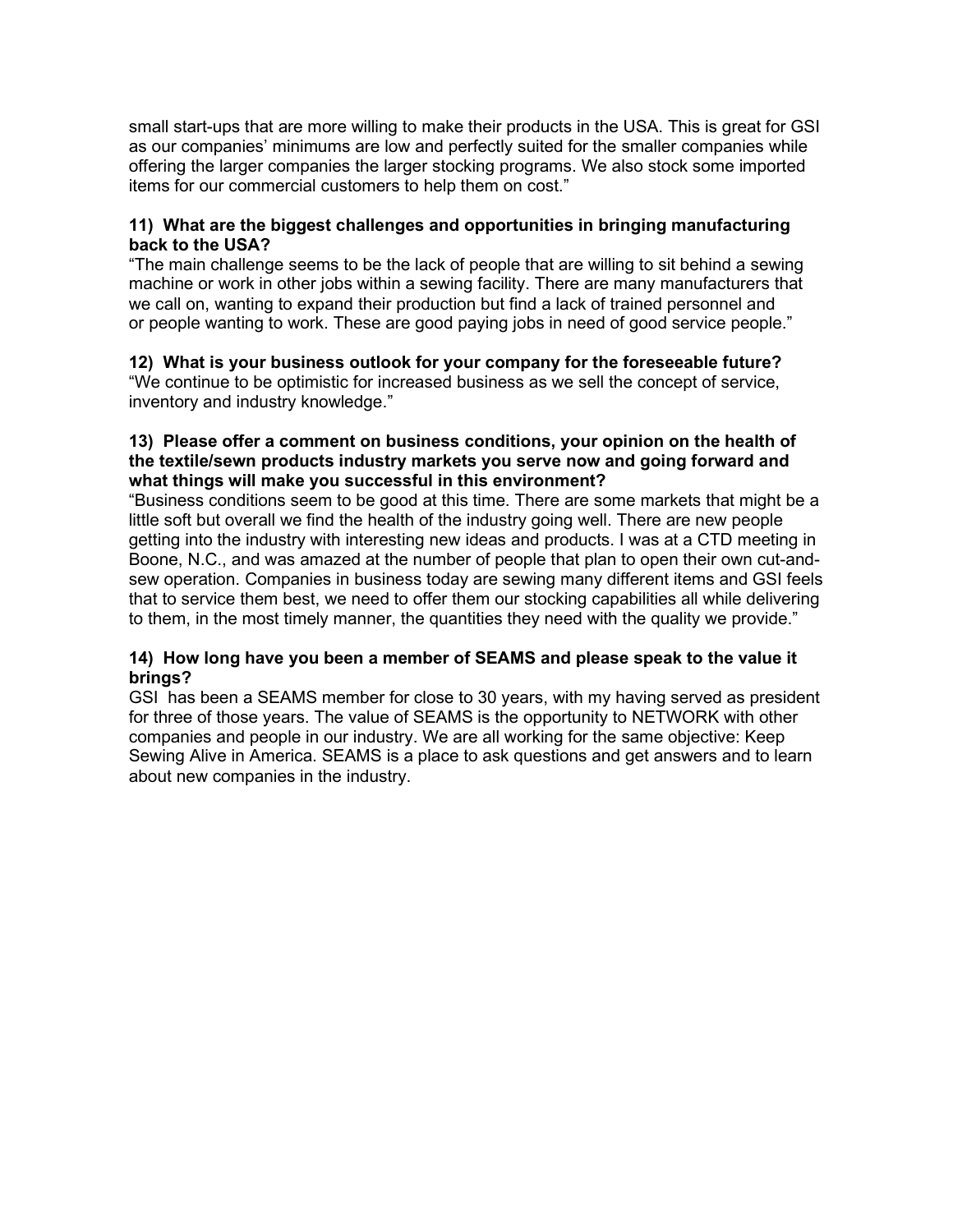small start-ups that are more willing to make their products in the USA. This is great for GSI as our companies' minimums are low and perfectly suited for the smaller companies while offering the larger companies the larger stocking programs. We also stock some imported items for our commercial customers to help them on cost."

**11) What are the biggest challenges and opportunities in bringing manufacturing back to the USA?**

"The main challenge seems to be the lack of people that are willing to sit behind a sewing machine or work in other jobs within a sewing facility. There are many manufacturers that we call on, wanting to expand their production but find a lack of trained personnel and or people wanting to work. These are good paying jobs in need of good service people."

**12) What is your business outlook for your company for the foreseeable future?**

"We continue to be optimistic for increased business as we sell the concept of service, inventory and industry knowledge."

**13) Please offer a comment on business conditions, your opinion on the health of the textile/sewn products industry markets you serve now and going forward and what things will make you successful in this environment?**

"Business conditions seem to be good at this time. There are some markets that might be a little soft but overall we find the health of the industry going well. There are new people getting into the industry with interesting new ideas and products. I was at a CTD meeting in Boone, N.C., and was amazed at the number of people that plan to open their own cut-and-sew operation. Companies in business today are sewing many different items and GSI feels that to service them best, we need to offer them our stocking capabilities all while delivering to them, in the most timely manner, the quantities they need with the quality we provide."

**14) How long have you been a member of SEAMS and please speak to the value it brings?**

GSI has been a SEAMS member for close to 30 years, with my having served as president for three of those years. The value of SEAMS is the opportunity to NETWORK with other companies and people in our industry. We are all working for the same objective: Keep Sewing Alive in America. SEAMS is a place to ask questions and get answers and to learn about new companies in the industry.